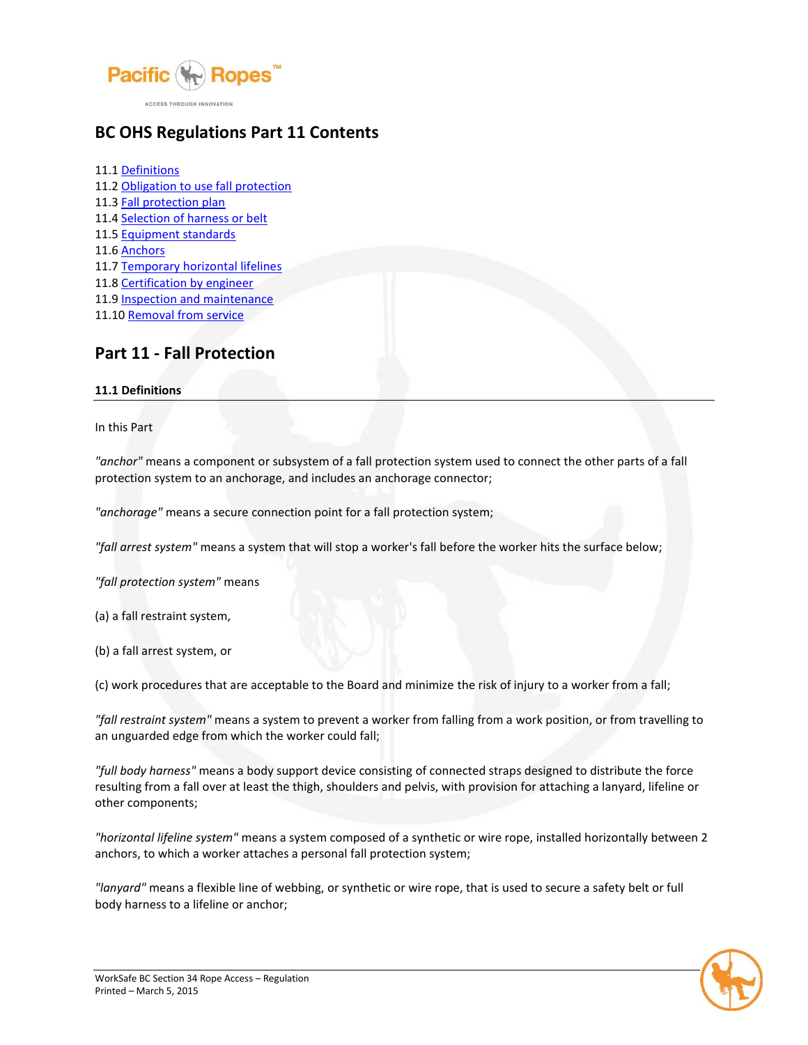## BC OHS Regulations Part 11 Contents

11.1 Definitions
11.2 Obligation to use fall protection
11.3 Fall protection plan
11.4 Selection of harness or belt
11.5 Equipment standards
11.6 Anchors
11.7 Temporary horizontal lifelines
11.8 Certification by engineer
11.9 Inspection and maintenance
11.10 Removal from service

## Part 11 - Fall Protection

### 11.1 Definitions

In this Part

*"anchor"* means a component or subsystem of a fall protection system used to connect the other parts of a fall protection system to an anchorage, and includes an anchorage connector;

*"anchorage"* means a secure connection point for a fall protection system;

*"fall arrest system"* means a system that will stop a worker's fall before the worker hits the surface below;

*"fall protection system"* means

(a) a fall restraint system,

(b) a fall arrest system, or

(c) work procedures that are acceptable to the Board and minimize the risk of injury to a worker from a fall;

*"fall restraint system"* means a system to prevent a worker from falling from a work position, or from travelling to an unguarded edge from which the worker could fall;

*"full body harness"* means a body support device consisting of connected straps designed to distribute the force resulting from a fall over at least the thigh, shoulders and pelvis, with provision for attaching a lanyard, lifeline or other components;

*"horizontal lifeline system"* means a system composed of a synthetic or wire rope, installed horizontally between 2 anchors, to which a worker attaches a personal fall protection system;

*"lanyard"* means a flexible line of webbing, or synthetic or wire rope, that is used to secure a safety belt or full body harness to a lifeline or anchor;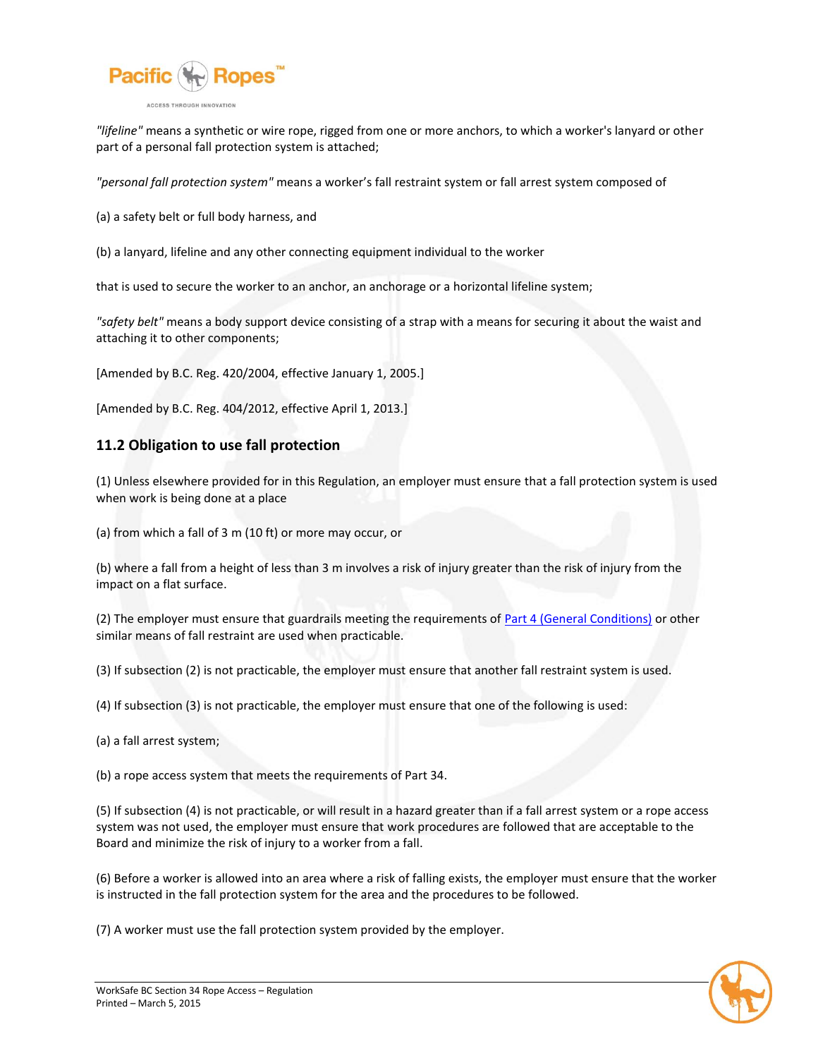*"lifeline"* means a synthetic or wire rope, rigged from one or more anchors, to which a worker's lanyard or other part of a personal fall protection system is attached;

*"personal fall protection system"* means a worker's fall restraint system or fall arrest system composed of

(a) a safety belt or full body harness, and

(b) a lanyard, lifeline and any other connecting equipment individual to the worker

that is used to secure the worker to an anchor, an anchorage or a horizontal lifeline system;

*"safety belt"* means a body support device consisting of a strap with a means for securing it about the waist and attaching it to other components;

[Amended by B.C. Reg. 420/2004, effective January 1, 2005.]

[Amended by B.C. Reg. 404/2012, effective April 1, 2013.]

## 11.2 Obligation to use fall protection

(1) Unless elsewhere provided for in this Regulation, an employer must ensure that a fall protection system is used when work is being done at a place

(a) from which a fall of 3 m (10 ft) or more may occur, or

(b) where a fall from a height of less than 3 m involves a risk of injury greater than the risk of injury from the impact on a flat surface.

(2) The employer must ensure that guardrails meeting the requirements of Part 4 (General Conditions) or other similar means of fall restraint are used when practicable.

(3) If subsection (2) is not practicable, the employer must ensure that another fall restraint system is used.

(4) If subsection (3) is not practicable, the employer must ensure that one of the following is used:

(a) a fall arrest system;

(b) a rope access system that meets the requirements of Part 34.

(5) If subsection (4) is not practicable, or will result in a hazard greater than if a fall arrest system or a rope access system was not used, the employer must ensure that work procedures are followed that are acceptable to the Board and minimize the risk of injury to a worker from a fall.

(6) Before a worker is allowed into an area where a risk of falling exists, the employer must ensure that the worker is instructed in the fall protection system for the area and the procedures to be followed.

(7) A worker must use the fall protection system provided by the employer.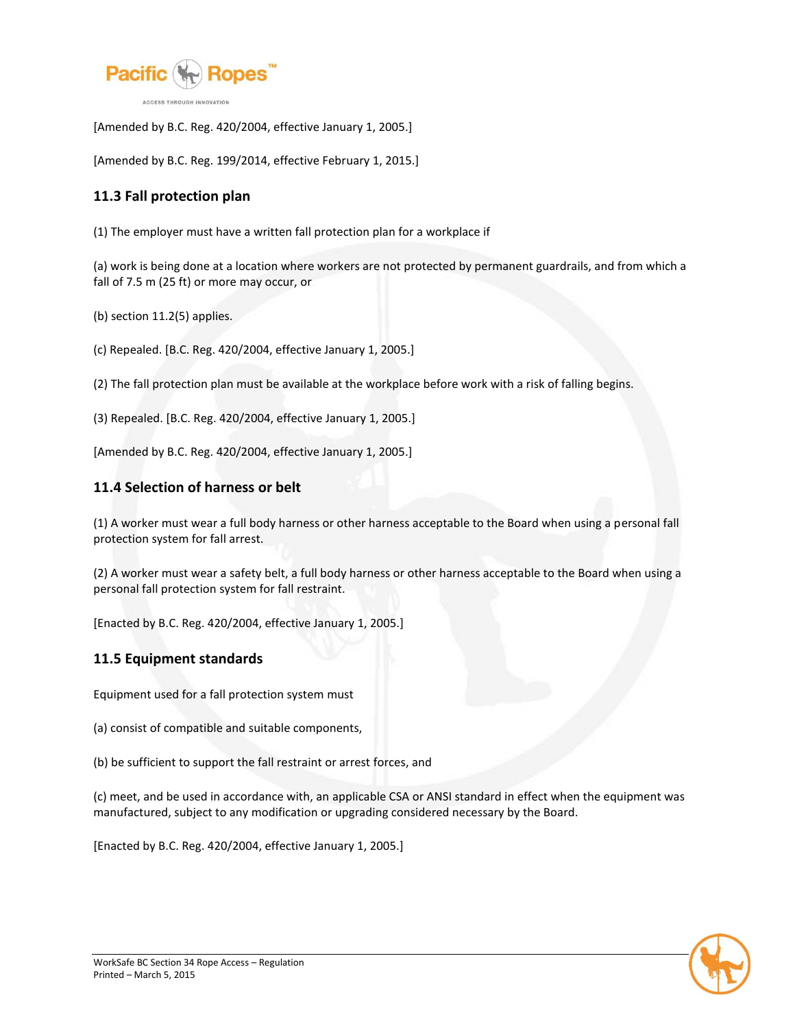[Amended by B.C. Reg. 420/2004, effective January 1, 2005.]

[Amended by B.C. Reg. 199/2014, effective February 1, 2015.]

### 11.3 Fall protection plan

(1) The employer must have a written fall protection plan for a workplace if

(a) work is being done at a location where workers are not protected by permanent guardrails, and from which a fall of 7.5 m (25 ft) or more may occur, or

(b) section 11.2(5) applies.

(c) Repealed. [B.C. Reg. 420/2004, effective January 1, 2005.]

(2) The fall protection plan must be available at the workplace before work with a risk of falling begins.

(3) Repealed. [B.C. Reg. 420/2004, effective January 1, 2005.]

[Amended by B.C. Reg. 420/2004, effective January 1, 2005.]

### 11.4 Selection of harness or belt

(1) A worker must wear a full body harness or other harness acceptable to the Board when using a personal fall protection system for fall arrest.

(2) A worker must wear a safety belt, a full body harness or other harness acceptable to the Board when using a personal fall protection system for fall restraint.

[Enacted by B.C. Reg. 420/2004, effective January 1, 2005.]

### 11.5 Equipment standards

Equipment used for a fall protection system must

(a) consist of compatible and suitable components,

(b) be sufficient to support the fall restraint or arrest forces, and

(c) meet, and be used in accordance with, an applicable CSA or ANSI standard in effect when the equipment was manufactured, subject to any modification or upgrading considered necessary by the Board.

[Enacted by B.C. Reg. 420/2004, effective January 1, 2005.]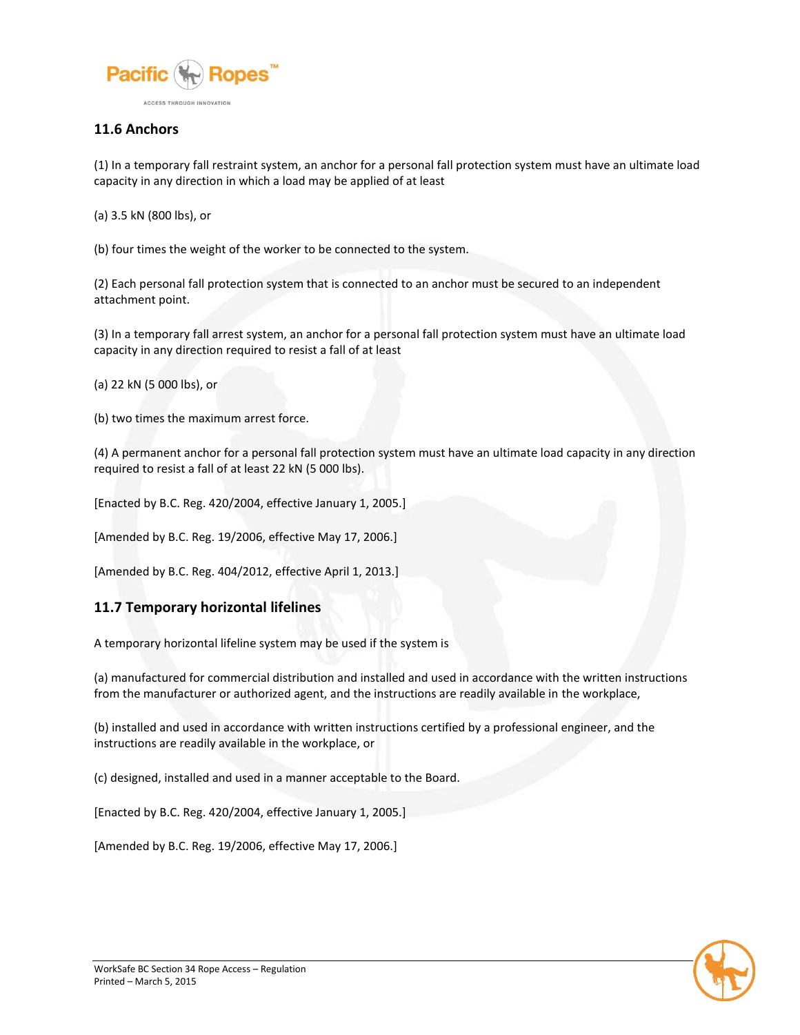## 11.6 Anchors

(1) In a temporary fall restraint system, an anchor for a personal fall protection system must have an ultimate load capacity in any direction in which a load may be applied of at least

(a) 3.5 kN (800 lbs), or

(b) four times the weight of the worker to be connected to the system.

(2) Each personal fall protection system that is connected to an anchor must be secured to an independent attachment point.

(3) In a temporary fall arrest system, an anchor for a personal fall protection system must have an ultimate load capacity in any direction required to resist a fall of at least

(a) 22 kN (5 000 lbs), or

(b) two times the maximum arrest force.

(4) A permanent anchor for a personal fall protection system must have an ultimate load capacity in any direction required to resist a fall of at least 22 kN (5 000 lbs).

[Enacted by B.C. Reg. 420/2004, effective January 1, 2005.]

[Amended by B.C. Reg. 19/2006, effective May 17, 2006.]

[Amended by B.C. Reg. 404/2012, effective April 1, 2013.]

## 11.7 Temporary horizontal lifelines

A temporary horizontal lifeline system may be used if the system is

(a) manufactured for commercial distribution and installed and used in accordance with the written instructions from the manufacturer or authorized agent, and the instructions are readily available in the workplace,

(b) installed and used in accordance with written instructions certified by a professional engineer, and the instructions are readily available in the workplace, or

(c) designed, installed and used in a manner acceptable to the Board.

[Enacted by B.C. Reg. 420/2004, effective January 1, 2005.]

[Amended by B.C. Reg. 19/2006, effective May 17, 2006.]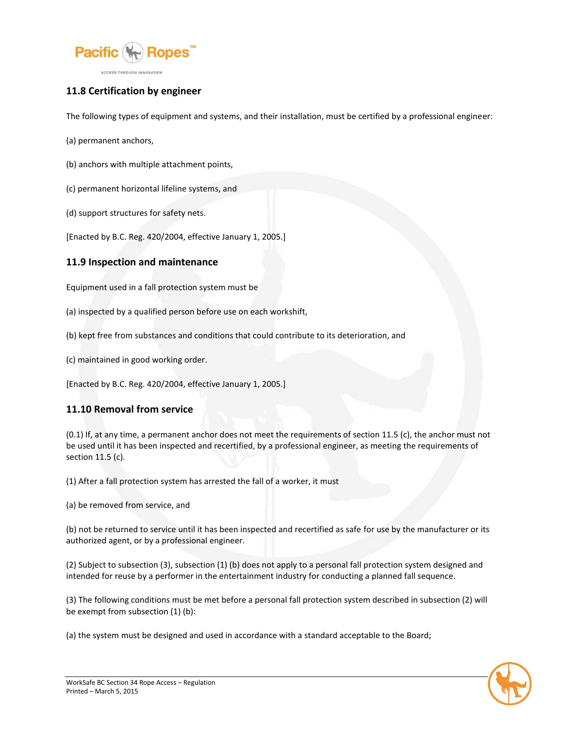## 11.8 Certification by engineer

The following types of equipment and systems, and their installation, must be certified by a professional engineer:

(a) permanent anchors,

(b) anchors with multiple attachment points,

(c) permanent horizontal lifeline systems, and

(d) support structures for safety nets.

[Enacted by B.C. Reg. 420/2004, effective January 1, 2005.]

## 11.9 Inspection and maintenance

Equipment used in a fall protection system must be

(a) inspected by a qualified person before use on each workshift,

(b) kept free from substances and conditions that could contribute to its deterioration, and

(c) maintained in good working order.

[Enacted by B.C. Reg. 420/2004, effective January 1, 2005.]

## 11.10 Removal from service

(0.1) If, at any time, a permanent anchor does not meet the requirements of section 11.5 (c), the anchor must not be used until it has been inspected and recertified, by a professional engineer, as meeting the requirements of section 11.5 (c).

(1) After a fall protection system has arrested the fall of a worker, it must

(a) be removed from service, and

(b) not be returned to service until it has been inspected and recertified as safe for use by the manufacturer or its authorized agent, or by a professional engineer.

(2) Subject to subsection (3), subsection (1) (b) does not apply to a personal fall protection system designed and intended for reuse by a performer in the entertainment industry for conducting a planned fall sequence.

(3) The following conditions must be met before a personal fall protection system described in subsection (2) will be exempt from subsection (1) (b):

(a) the system must be designed and used in accordance with a standard acceptable to the Board;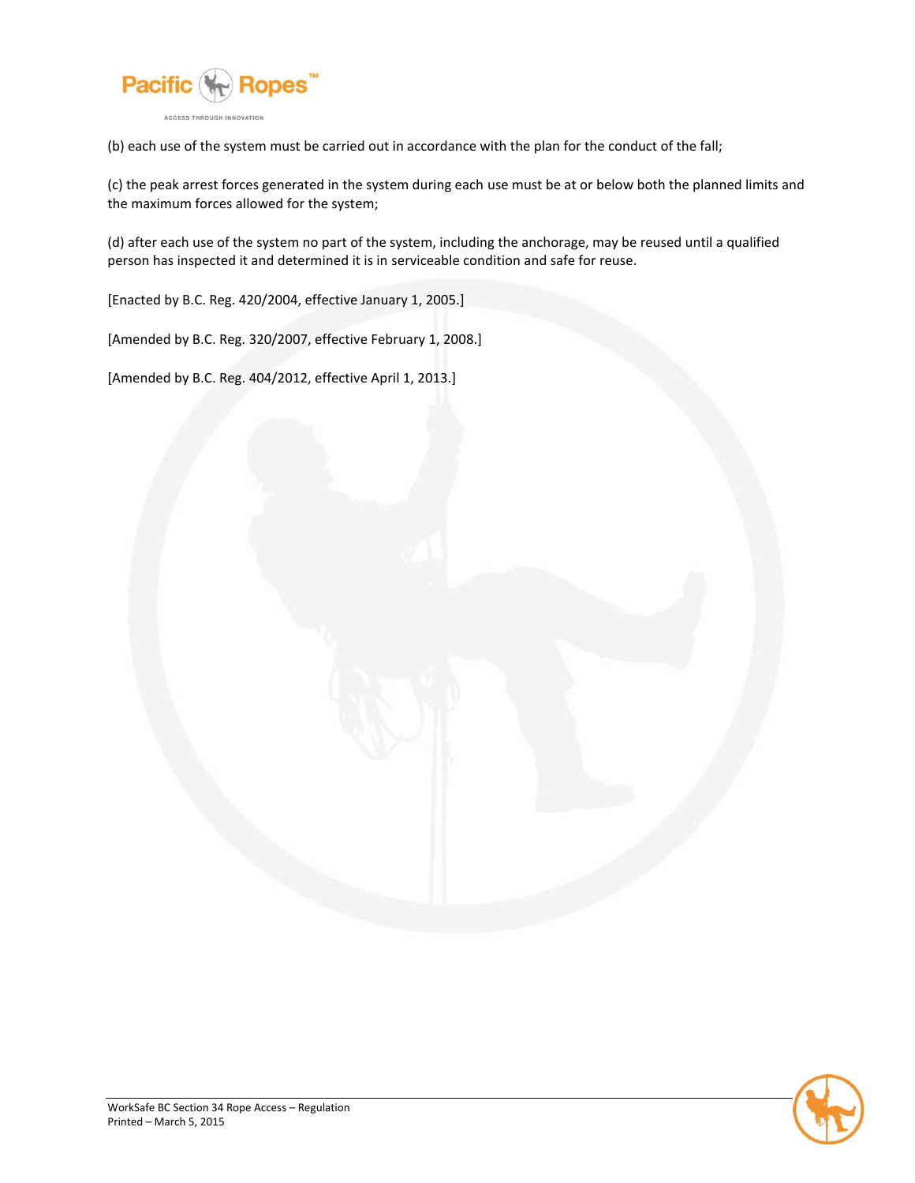(b) each use of the system must be carried out in accordance with the plan for the conduct of the fall;

(c) the peak arrest forces generated in the system during each use must be at or below both the planned limits and the maximum forces allowed for the system;

(d) after each use of the system no part of the system, including the anchorage, may be reused until a qualified person has inspected it and determined it is in serviceable condition and safe for reuse.

[Enacted by B.C. Reg. 420/2004, effective January 1, 2005.]

[Amended by B.C. Reg. 320/2007, effective February 1, 2008.]

[Amended by B.C. Reg. 404/2012, effective April 1, 2013.]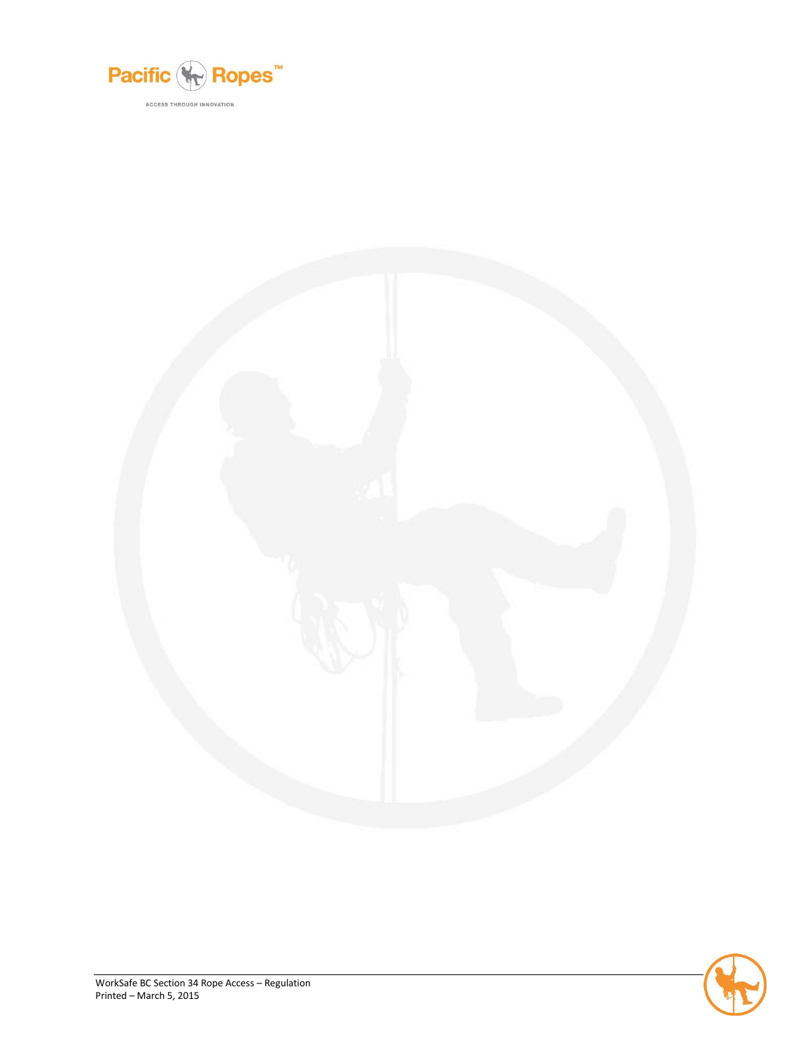Pacific Ropes™

ACCESS THROUGH INNOVATION